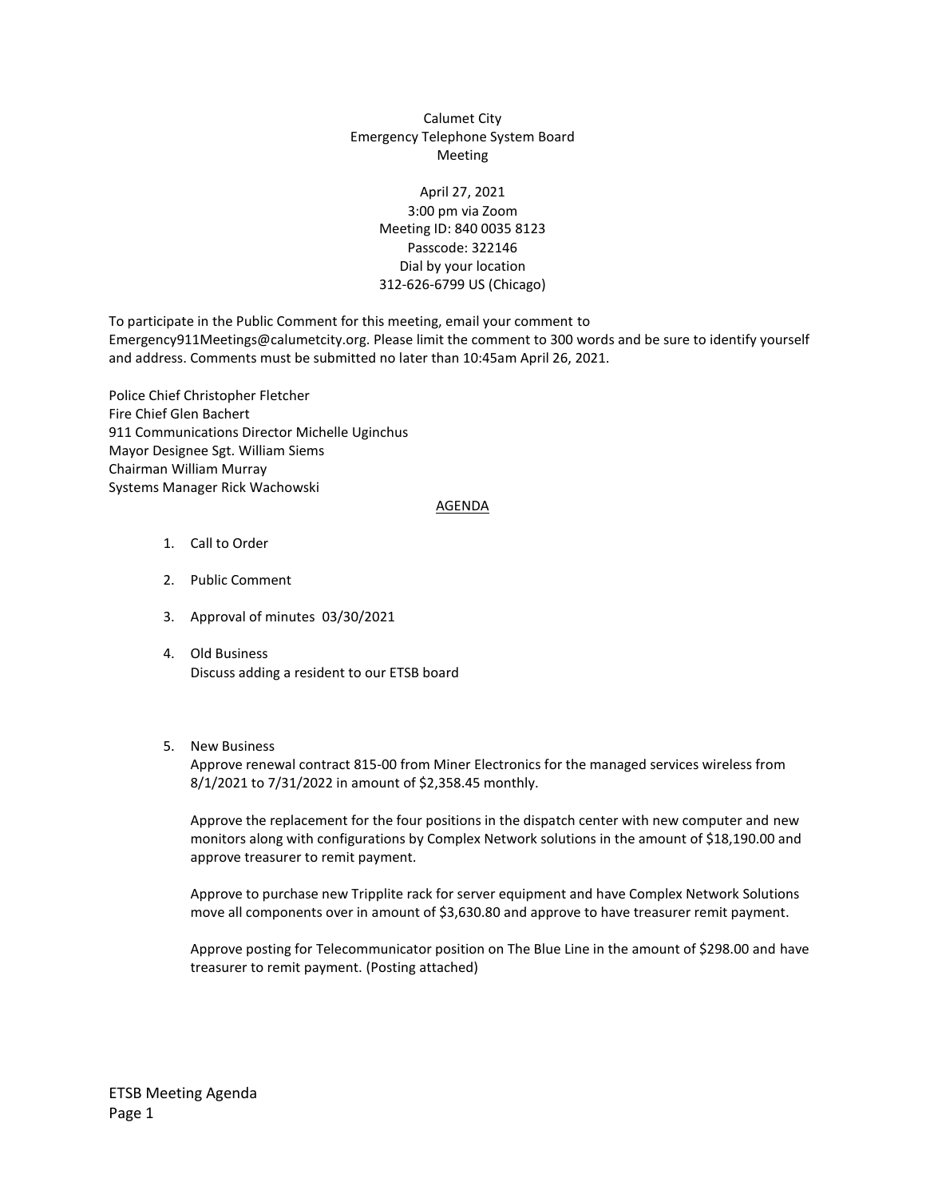Calumet City
Emergency Telephone System Board
Meeting

April 27, 2021
3:00 pm via Zoom
Meeting ID: 840 0035 8123
Passcode: 322146
Dial by your location
312-626-6799 US (Chicago)

To participate in the Public Comment for this meeting, email your comment to Emergency911Meetings@calumetcity.org. Please limit the comment to 300 words and be sure to identify yourself and address. Comments must be submitted no later than 10:45am April 26, 2021.

Police Chief Christopher Fletcher
Fire Chief Glen Bachert
911 Communications Director Michelle Uginchus
Mayor Designee Sgt. William Siems
Chairman William Murray
Systems Manager Rick Wachowski

AGENDA

1. Call to Order

2. Public Comment

3. Approval of minutes 03/30/2021

4. Old Business
   Discuss adding a resident to our ETSB board

5. New Business
   Approve renewal contract 815-00 from Miner Electronics for the managed services wireless from 8/1/2021 to 7/31/2022 in amount of $2,358.45 monthly.

   Approve the replacement for the four positions in the dispatch center with new computer and new monitors along with configurations by Complex Network solutions in the amount of $18,190.00 and approve treasurer to remit payment.

   Approve to purchase new Tripplite rack for server equipment and have Complex Network Solutions move all components over in amount of $3,630.80 and approve to have treasurer remit payment.

   Approve posting for Telecommunicator position on The Blue Line in the amount of $298.00 and have treasurer to remit payment. (Posting attached)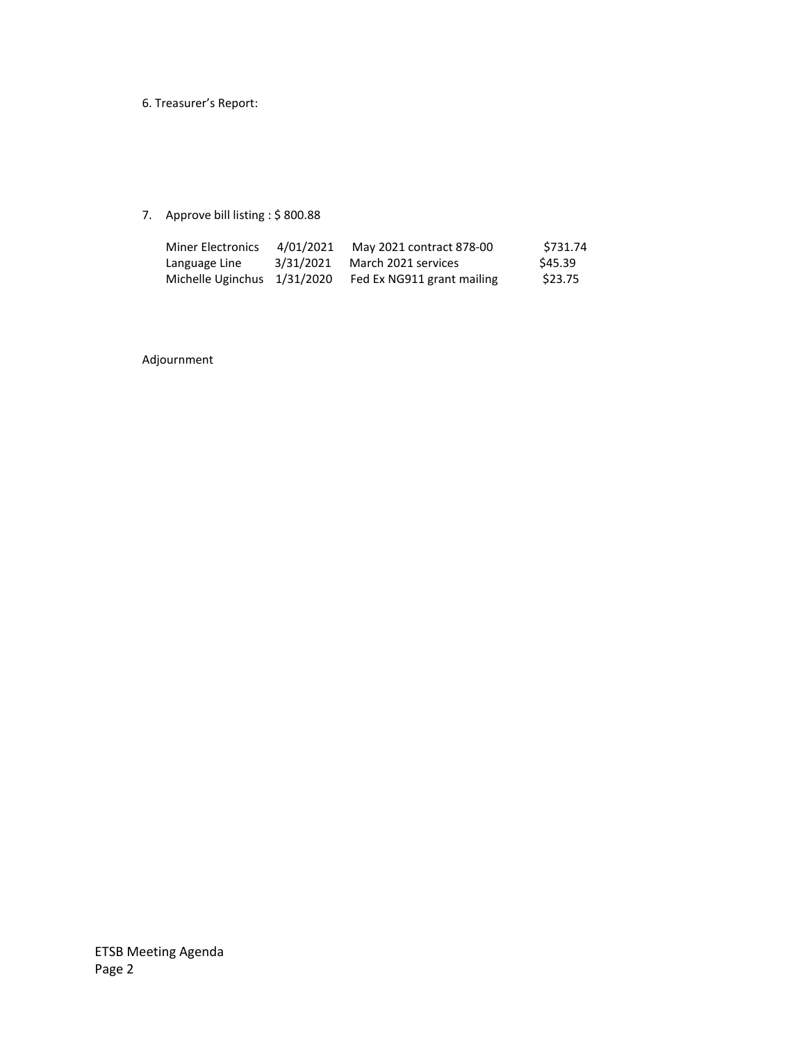6. Treasurer's Report:

7. Approve bill listing : $ 800.88

| | | | |
|---|---|---|---|
| Miner Electronics | 4/01/2021 | May 2021 contract 878-00 | $731.74 |
| Language Line | 3/31/2021 | March 2021 services | $45.39 |
| Michelle Uginchus | 1/31/2020 | Fed Ex NG911 grant mailing | $23.75 |

Adjournment